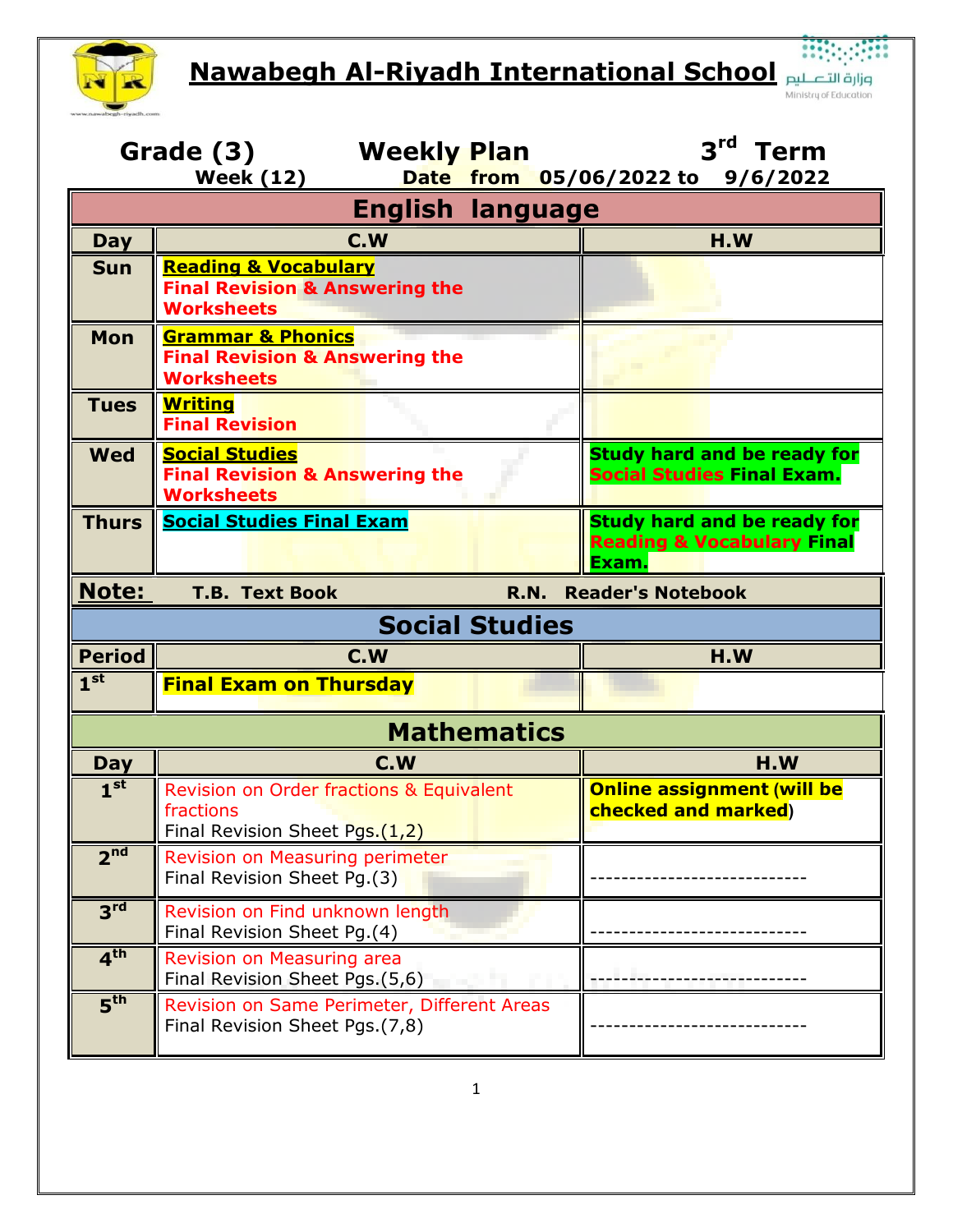# Nawabegh Al-Riyadh International School

وزارة التعليم
Ministry of Education

## Grade (3) Weekly Plan $3^{rd}$ Term

**Week (12) Date from 05/06/2022 to 9/6/2022**

| English language | | |
|---|---|---|
| **Day** | **C.W** | **H.W** |
| **Sun** | **Reading & Vocabulary**<br>**Final Revision & Answering the Worksheets** | |
| **Mon** | **Grammar & Phonics**<br>**Final Revision & Answering the Worksheets** | |
| **Tues** | **Writing**<br>**Final Revision** | |
| **Wed** | **Social Studies**<br>**Final Revision & Answering the Worksheets** | **Study hard and be ready for Social Studies Final Exam.** |
| **Thurs** | **Social Studies Final Exam** | **Study hard and be ready for Reading & Vocabulary Final Exam.** |
| **Note:** | **T.B. Text Book** | **R.N. Reader's Notebook** |

| Social Studies | | |
|---|---|---|
| **Period** | **C.W** | **H.W** |
| **1st** | **Final Exam on Thursday** | |

| Mathematics | | |
|---|---|---|
| **Day** | **C.W** | **H.W** |
| **1st** | Revision on Order fractions & Equivalent fractions<br>Final Revision Sheet Pgs.(1,2) | **Online assignment (will be checked and marked)** |
| **2nd** | Revision on Measuring perimeter<br>Final Revision Sheet Pg.(3) | ---------------------------- |
| **3rd** | Revision on Find unknown length<br>Final Revision Sheet Pg.(4) | ---------------------------- |
| **4th** | Revision on Measuring area<br>Final Revision Sheet Pgs.(5,6) | ---------------------------- |
| **5th** | Revision on Same Perimeter, Different Areas<br>Final Revision Sheet Pgs.(7,8) | ---------------------------- |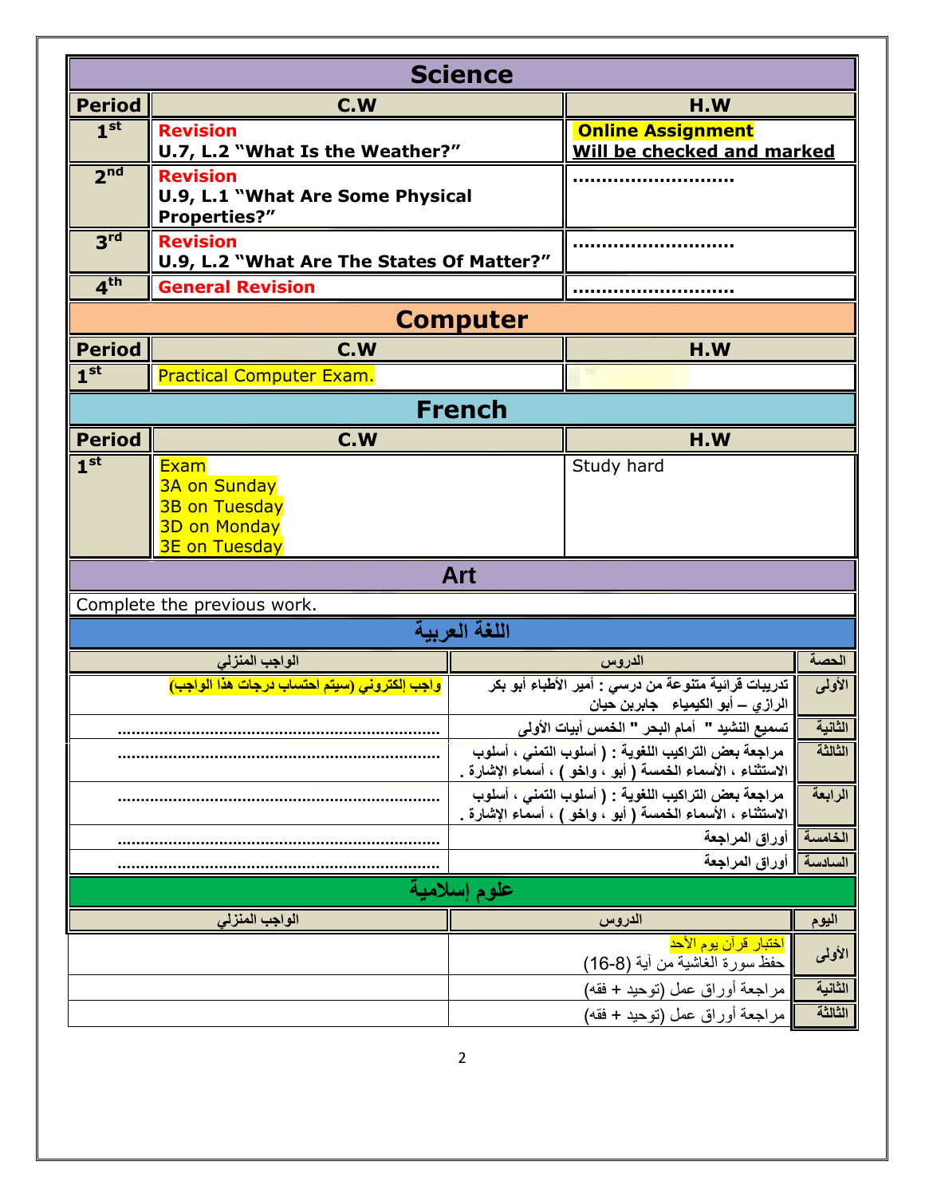## Science

| Period | C.W | H.W |
|---|---|---|
| 1st | **Revision** **U.7, L.2 "What Is the Weather?"** | **Online Assignment** **Will be checked and marked** |
| 2nd | **Revision** **U.9, L.1 "What Are Some Physical Properties?"** | ........................... |
| 3rd | **Revision** **U.9, L.2 "What Are The States Of Matter?"** | ........................... |
| 4th | **General Revision** | ........................... |

## Computer

| Period | C.W | H.W |
|---|---|---|
| 1st | Practical Computer Exam. | |

## French

| Period | C.W | H.W |
|---|---|---|
| 1st | Exam<br>3A on Sunday<br>3B on Tuesday<br>3D on Monday<br>3E on Tuesday | Study hard |

## Art

Complete the previous work.

## اللغة العربية

| الحصة | الدروس | الواجب المنزلي |
|---|---|---|
| الأولى | تدريبات قرائية متنوعة من درسي : أمير الأطباء أبو بكر الرازي – أبو الكيمياء جابربن حيان | واجب إلكتروني (سيتم احتساب درجات هذا الواجب) |
| الثانية | تسميع النشيد " أمام البحر " الخمس أبيات الأولى | ........................................................................ |
| الثالثة | مراجعة بعض التراكيب اللغوية : ( أسلوب التمني ، أسلوب الاستثناء ، الأسماء الخمسة ( أبو ، واخو ) ، أسماء الإشارة . | ........................................................................ |
| الرابعة | مراجعة بعض التراكيب اللغوية : ( أسلوب التمني ، أسلوب الاستثناء ، الأسماء الخمسة ( أبو ، واخو ) ، أسماء الإشارة . | ........................................................................ |
| الخامسة | أوراق المراجعة | ........................................................................ |
| السادسة | أوراق المراجعة | ........................................................................ |

## علوم إسلامية

| اليوم | الدروس | الواجب المنزلي |
|---|---|---|
| الأولى | اختبار قرآن يوم الأحد<br>حفظ سورة الغاشية من آية (8-16) | |
| الثانية | مراجعة أوراق عمل (توحيد + فقه) | |
| الثالثة | مراجعة أوراق عمل (توحيد + فقه) | |